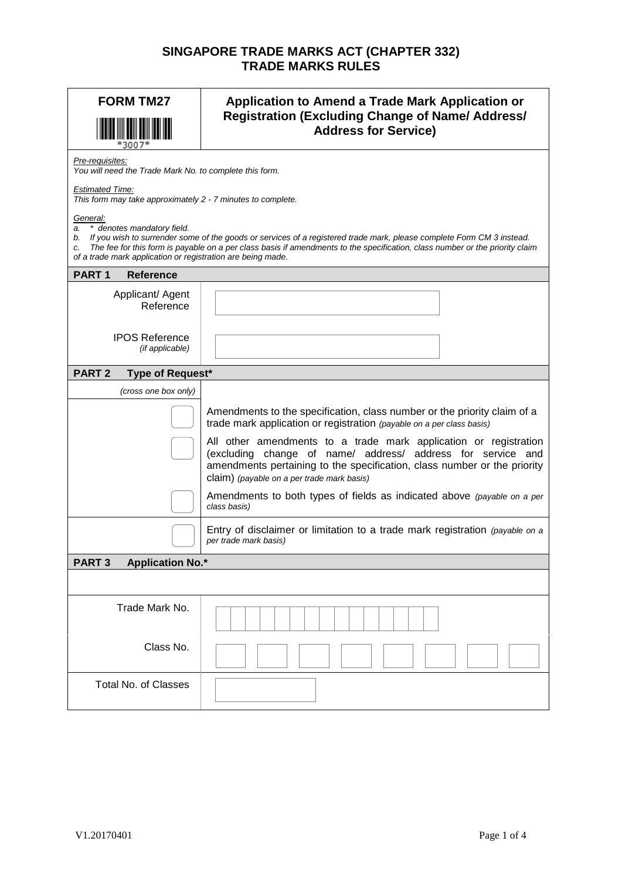# SINGAPORE TRADE MARKS ACT (CHAPTER 332)
# TRADE MARKS RULES

| **FORM TM27** *3007* | **Application to Amend a Trade Mark Application or Registration (Excluding Change of Name/ Address/ Address for Service)** |
|---|---|

*Pre-requisites:*
*You will need the Trade Mark No. to complete this form.*

*Estimated Time:*
*This form may take approximately 2 - 7 minutes to complete.*

*General:*
*a. * denotes mandatory field.*
*b. If you wish to surrender some of the goods or services of a registered trade mark, please complete Form CM 3 instead.*
*c. The fee for this form is payable on a per class basis if amendments to the specification, class number or the priority claim of a trade mark application or registration are being made.*

## PART 1 Reference

| | |
|---|---|
| Applicant/ Agent Reference | |
| IPOS Reference *(if applicable)* | |

## PART 2 Type of Request*

| *(cross one box only)* | |
|---|---|
| ☐ | Amendments to the specification, class number or the priority claim of a trade mark application or registration *(payable on a per class basis)* |
| ☐ | All other amendments to a trade mark application or registration (excluding change of name/ address/ address for service and amendments pertaining to the specification, class number or the priority claim) *(payable on a per trade mark basis)* |
| ☐ | Amendments to both types of fields as indicated above *(payable on a per class basis)* |
| ☐ | Entry of disclaimer or limitation to a trade mark registration *(payable on a per trade mark basis)* |

## PART 3 Application No.*

| | |
|---|---|
| Trade Mark No. | |
| Class No. | |
| Total No. of Classes | |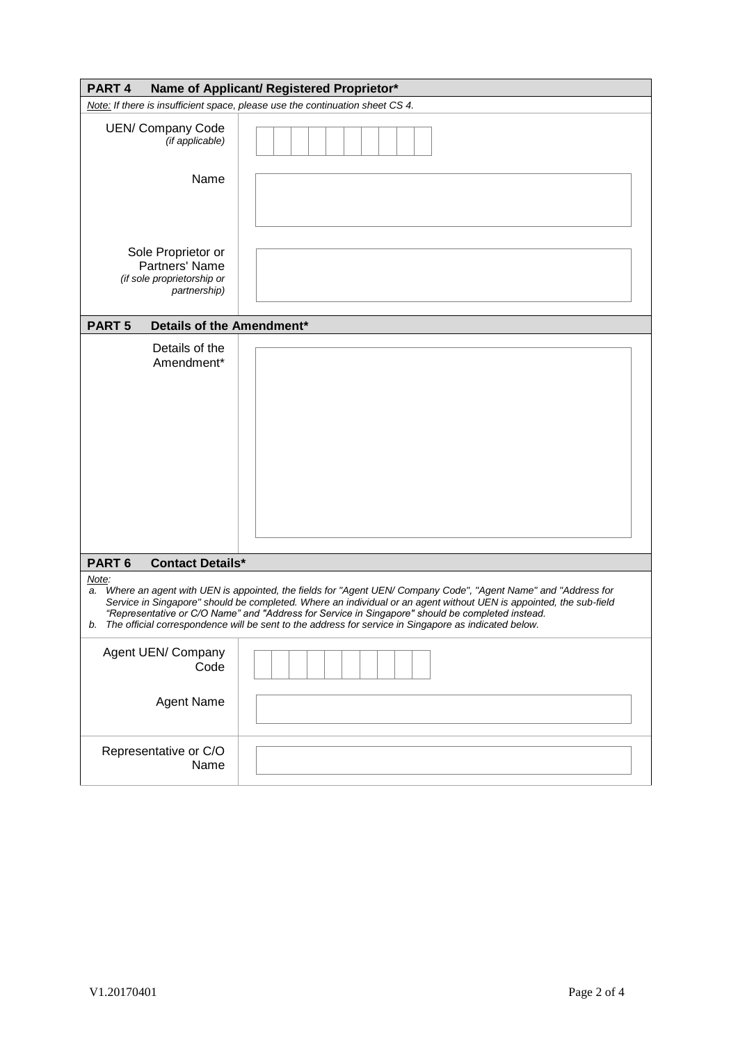## PART 4 Name of Applicant/ Registered Proprietor*

*Note: If there is insufficient space, please use the continuation sheet CS 4.*

| Field | |
|---|---|
| UEN/ Company Code *(if applicable)* | |
| Name | |
| Sole Proprietor or Partners' Name *(if sole proprietorship or partnership)* | |

## PART 5 Details of the Amendment*

| Field | |
|---|---|
| Details of the Amendment* | |

## PART 6 Contact Details*

*Note:*

*a. Where an agent with UEN is appointed, the fields for "Agent UEN/ Company Code", "Agent Name" and "Address for Service in Singapore" should be completed. Where an individual or an agent without UEN is appointed, the sub-field "Representative or C/O Name" and "Address for Service in Singapore" should be completed instead.*

*b. The official correspondence will be sent to the address for service in Singapore as indicated below.*

| Field | |
|---|---|
| Agent UEN/ Company Code | |
| Agent Name | |
| Representative or C/O Name | |

V1.20170401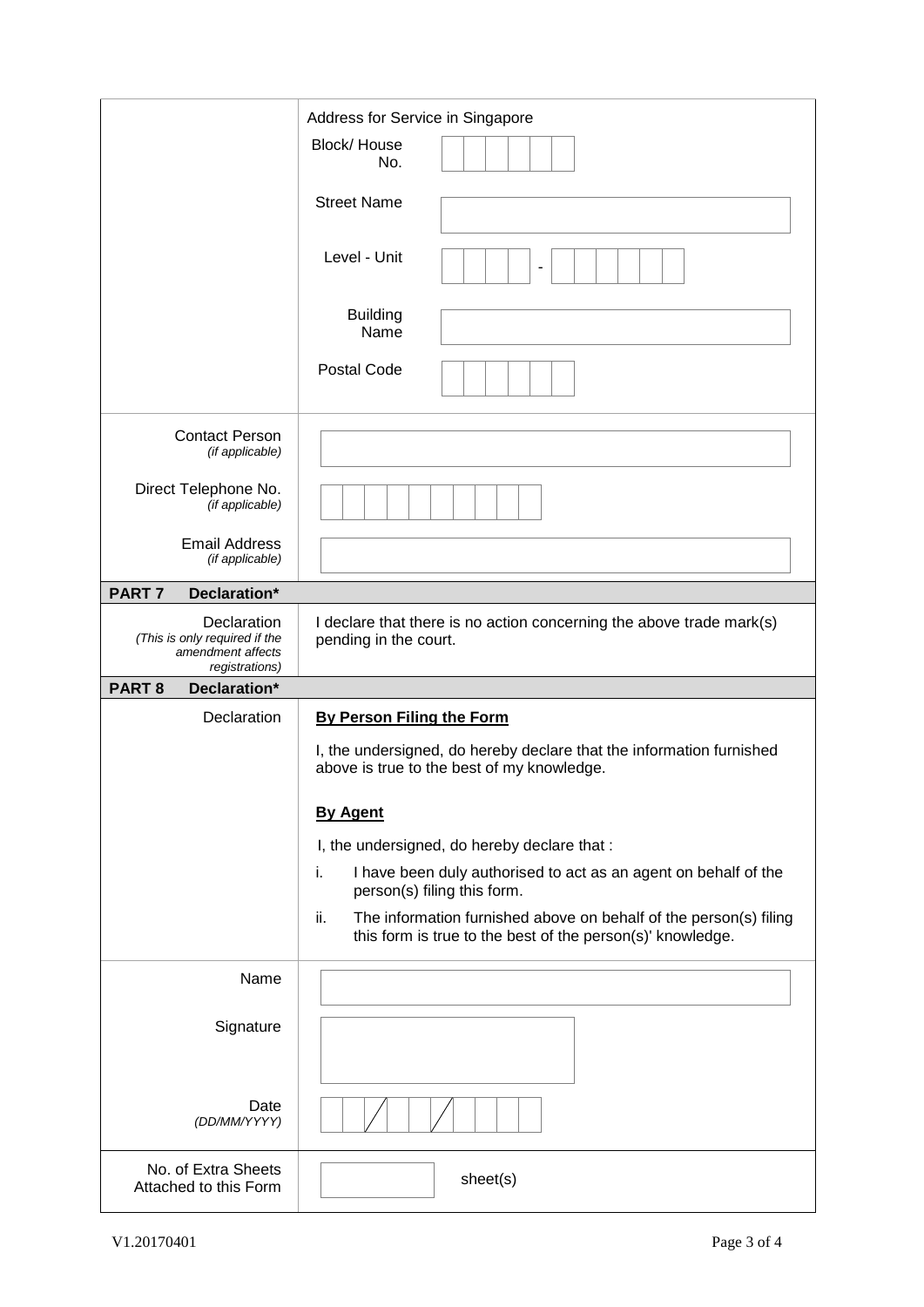| | |
|---|---|
| | Address for Service in Singapore |
| | Block/ House No. |
| | Street Name |
| | Level - Unit |
| | Building Name |
| | Postal Code |
| Contact Person *(if applicable)* | |
| Direct Telephone No. *(if applicable)* | |
| Email Address *(if applicable)* | |

## PART 7 Declaration*

| | |
|---|---|
| Declaration *(This is only required if the amendment affects registrations)* | I declare that there is no action concerning the above trade mark(s) pending in the court. |

## PART 8 Declaration*

| | |
|---|---|
| Declaration | **By Person Filing the Form**<br><br>I, the undersigned, do hereby declare that the information furnished above is true to the best of my knowledge.<br><br>**By Agent**<br><br>I, the undersigned, do hereby declare that :<br><br>i. I have been duly authorised to act as an agent on behalf of the person(s) filing this form.<br><br>ii. The information furnished above on behalf of the person(s) filing this form is true to the best of the person(s)' knowledge. |
| Name | |
| Signature | |
| Date *(DD/MM/YYYY)* | / / |
| No. of Extra Sheets Attached to this Form | sheet(s) |

V1.20170401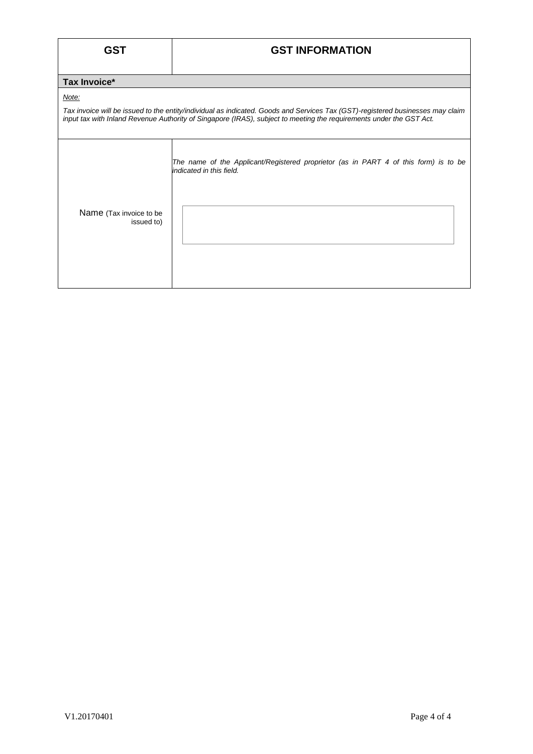| GST | GST INFORMATION |
|---|---|
| **Tax Invoice*** | |
| *Note:*<br>*Tax invoice will be issued to the entity/individual as indicated. Goods and Services Tax (GST)-registered businesses may claim input tax with Inland Revenue Authority of Singapore (IRAS), subject to meeting the requirements under the GST Act.* | |
| Name (Tax invoice to be issued to) | *The name of the Applicant/Registered proprietor (as in PART 4 of this form) is to be indicated in this field.* |

V1.20170401